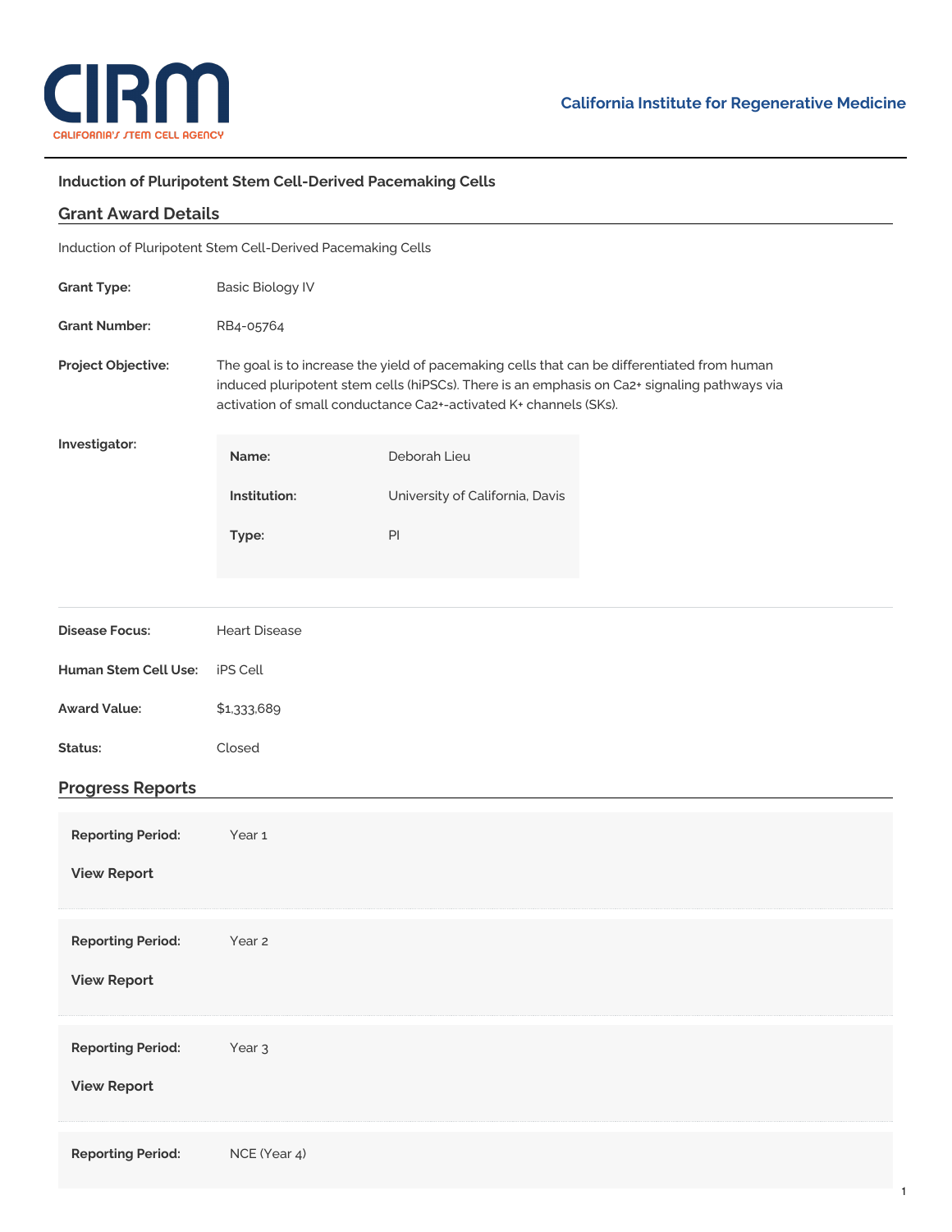CIRM
CALIFORNIA'S STEM CELL AGENCY

**California Institute for Regenerative Medicine**

### Induction of Pluripotent Stem Cell-Derived Pacemaking Cells

## Grant Award Details

Induction of Pluripotent Stem Cell-Derived Pacemaking Cells

**Grant Type:** Basic Biology IV

**Grant Number:** RB4-05764

**Project Objective:** The goal is to increase the yield of pacemaking cells that can be differentiated from human induced pluripotent stem cells (hiPSCs). There is an emphasis on $Ca^{2+}$ signaling pathways via activation of small conductance $Ca^{2+}$-activated $K^{+}$ channels (SKs).

**Investigator:**

| | |
|---|---|
| **Name:** | Deborah Lieu |
| **Institution:** | University of California, Davis |
| **Type:** | PI |

**Disease Focus:** Heart Disease

**Human Stem Cell Use:** iPS Cell

**Award Value:** $1,333,689

**Status:** Closed

## Progress Reports

**Reporting Period:** Year 1

**View Report**

**Reporting Period:** Year 2

**View Report**

**Reporting Period:** Year 3

**View Report**

**Reporting Period:** NCE (Year 4)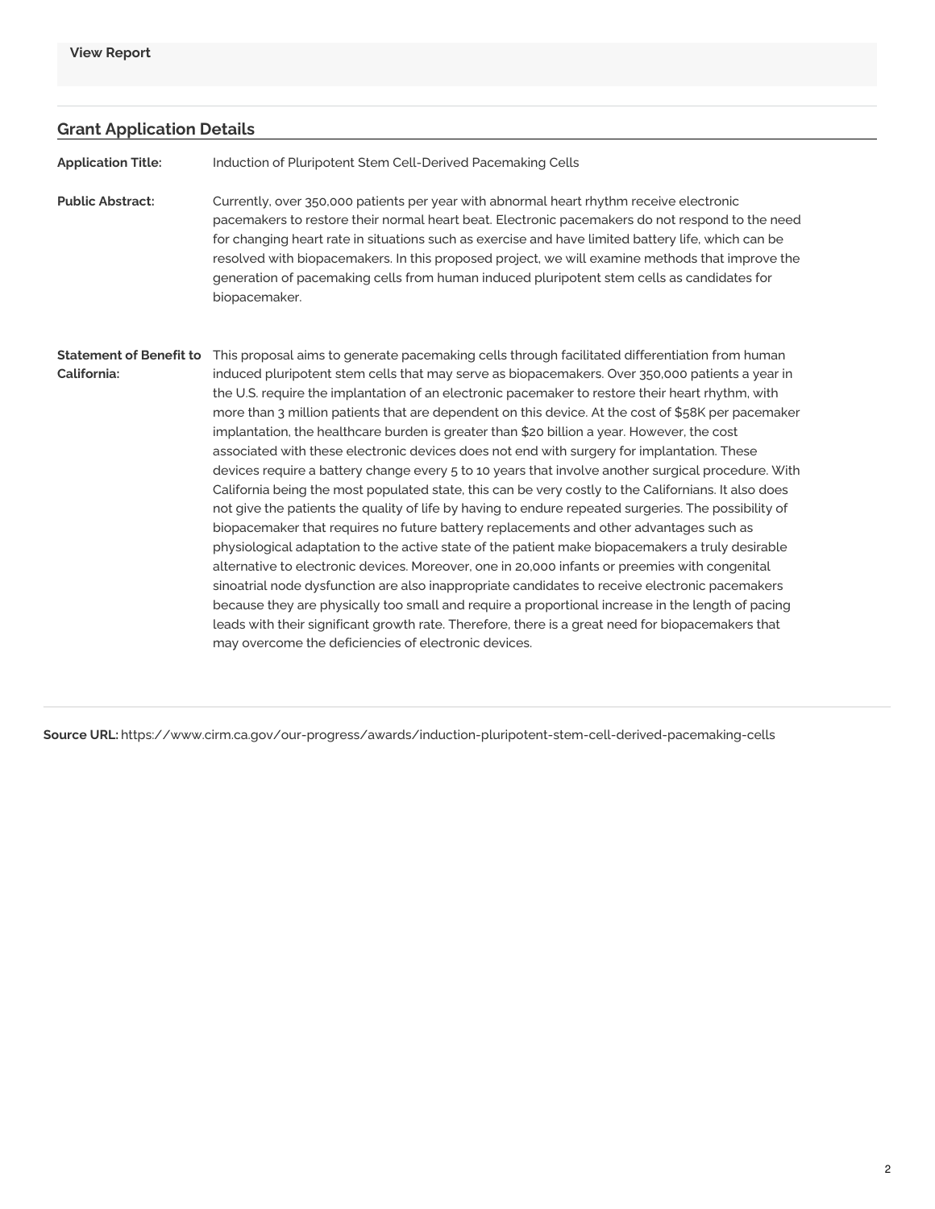**View Report**

## Grant Application Details

| | |
|---|---|
| **Application Title:** | Induction of Pluripotent Stem Cell-Derived Pacemaking Cells |
| **Public Abstract:** | Currently, over 350,000 patients per year with abnormal heart rhythm receive electronic pacemakers to restore their normal heart beat. Electronic pacemakers do not respond to the need for changing heart rate in situations such as exercise and have limited battery life, which can be resolved with biopacemakers. In this proposed project, we will examine methods that improve the generation of pacemaking cells from human induced pluripotent stem cells as candidates for biopacemaker. |
| **Statement of Benefit to California:** | This proposal aims to generate pacemaking cells through facilitated differentiation from human induced pluripotent stem cells that may serve as biopacemakers. Over 350,000 patients a year in the U.S. require the implantation of an electronic pacemaker to restore their heart rhythm, with more than 3 million patients that are dependent on this device. At the cost of $58K per pacemaker implantation, the healthcare burden is greater than $20 billion a year. However, the cost associated with these electronic devices does not end with surgery for implantation. These devices require a battery change every 5 to 10 years that involve another surgical procedure. With California being the most populated state, this can be very costly to the Californians. It also does not give the patients the quality of life by having to endure repeated surgeries. The possibility of biopacemaker that requires no future battery replacements and other advantages such as physiological adaptation to the active state of the patient make biopacemakers a truly desirable alternative to electronic devices. Moreover, one in 20,000 infants or preemies with congenital sinoatrial node dysfunction are also inappropriate candidates to receive electronic pacemakers because they are physically too small and require a proportional increase in the length of pacing leads with their significant growth rate. Therefore, there is a great need for biopacemakers that may overcome the deficiencies of electronic devices. |

**Source URL:** https://www.cirm.ca.gov/our-progress/awards/induction-pluripotent-stem-cell-derived-pacemaking-cells